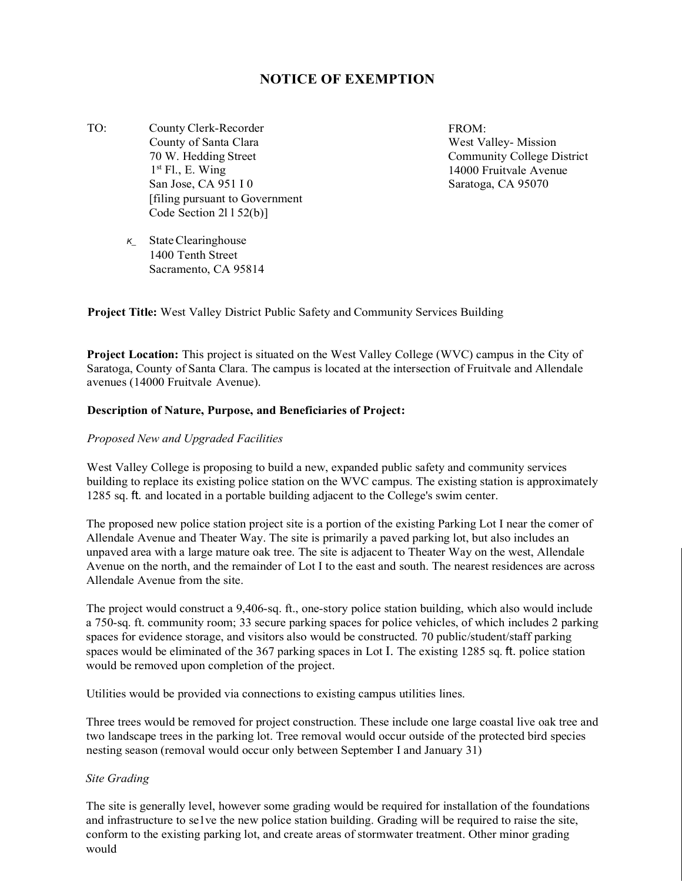# NOTICE OF EXEMPTION

TO: County Clerk-Recorder
County of Santa Clara
70 W. Hedding Street
1st Fl., E. Wing
San Jose, CA 951 I 0
[filing pursuant to Government Code Section 2l l 52(b)]

κ_ State Clearinghouse
1400 Tenth Street
Sacramento, CA 95814

FROM:
West Valley- Mission
Community College District
14000 Fruitvale Avenue
Saratoga, CA 95070

**Project Title:** West Valley District Public Safety and Community Services Building

**Project Location:** This project is situated on the West Valley College (WVC) campus in the City of Saratoga, County of Santa Clara. The campus is located at the intersection of Fruitvale and Allendale avenues (14000 Fruitvale Avenue).

**Description of Nature, Purpose, and Beneficiaries of Project:**

*Proposed New and Upgraded Facilities*

West Valley College is proposing to build a new, expanded public safety and community services building to replace its existing police station on the WVC campus. The existing station is approximately 1285 sq. ft. and located in a portable building adjacent to the College's swim center.

The proposed new police station project site is a portion of the existing Parking Lot I near the comer of Allendale Avenue and Theater Way. The site is primarily a paved parking lot, but also includes an unpaved area with a large mature oak tree. The site is adjacent to Theater Way on the west, Allendale Avenue on the north, and the remainder of Lot I to the east and south. The nearest residences are across Allendale Avenue from the site.

The project would construct a 9,406-sq. ft., one-story police station building, which also would include a 750-sq. ft. community room; 33 secure parking spaces for police vehicles, of which includes 2 parking spaces for evidence storage, and visitors also would be constructed. 70 public/student/staff parking spaces would be eliminated of the 367 parking spaces in Lot I. The existing 1285 sq. ft. police station would be removed upon completion of the project.

Utilities would be provided via connections to existing campus utilities lines.

Three trees would be removed for project construction. These include one large coastal live oak tree and two landscape trees in the parking lot. Tree removal would occur outside of the protected bird species nesting season (removal would occur only between September I and January 31)

*Site Grading*

The site is generally level, however some grading would be required for installation of the foundations and infrastructure to se1ve the new police station building. Grading will be required to raise the site, conform to the existing parking lot, and create areas of stormwater treatment. Other minor grading would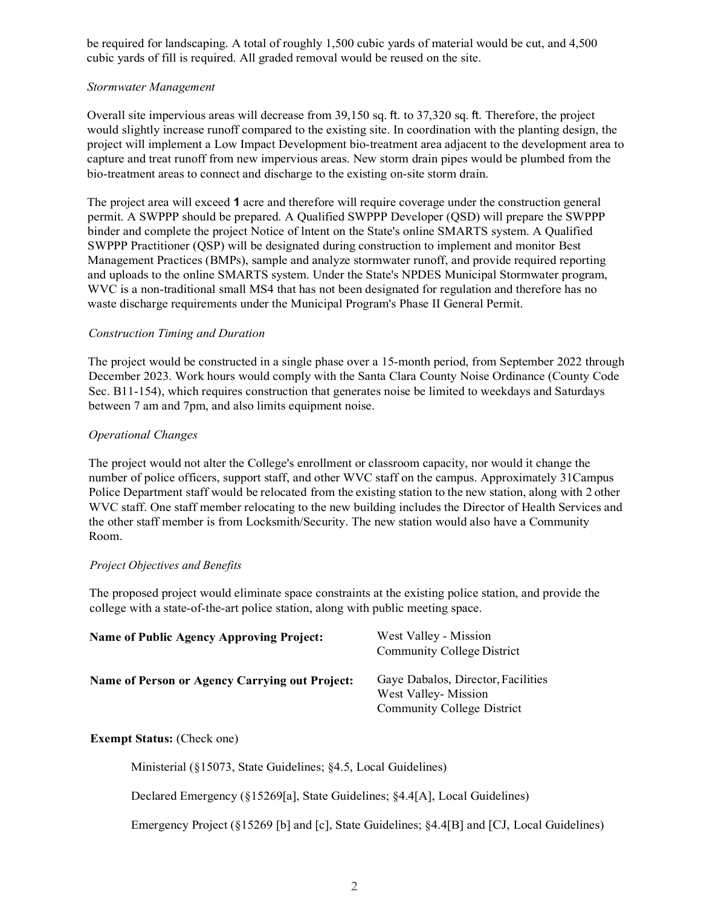be required for landscaping. A total of roughly 1,500 cubic yards of material would be cut, and 4,500 cubic yards of fill is required. All graded removal would be reused on the site.

*Stormwater Management*

Overall site impervious areas will decrease from 39,150 sq. ft. to 37,320 sq. ft. Therefore, the project would slightly increase runoff compared to the existing site. In coordination with the planting design, the project will implement a Low Impact Development bio-treatment area adjacent to the development area to capture and treat runoff from new impervious areas. New storm drain pipes would be plumbed from the bio-treatment areas to connect and discharge to the existing on-site storm drain.

The project area will exceed **1** acre and therefore will require coverage under the construction general permit. A SWPPP should be prepared. A Qualified SWPPP Developer (QSD) will prepare the SWPPP binder and complete the project Notice of Intent on the State's online SMARTS system. A Qualified SWPPP Practitioner (QSP) will be designated during construction to implement and monitor Best Management Practices (BMPs), sample and analyze stormwater runoff, and provide required reporting and uploads to the online SMARTS system. Under the State's NPDES Municipal Stormwater program, WVC is a non-traditional small MS4 that has not been designated for regulation and therefore has no waste discharge requirements under the Municipal Program's Phase II General Permit.

*Construction Timing and Duration*

The project would be constructed in a single phase over a 15-month period, from September 2022 through December 2023. Work hours would comply with the Santa Clara County Noise Ordinance (County Code Sec. B11-154), which requires construction that generates noise be limited to weekdays and Saturdays between 7 am and 7pm, and also limits equipment noise.

*Operational Changes*

The project would not alter the College's enrollment or classroom capacity, nor would it change the number of police officers, support staff, and other WVC staff on the campus. Approximately 31Campus Police Department staff would be relocated from the existing station to the new station, along with 2 other WVC staff. One staff member relocating to the new building includes the Director of Health Services and the other staff member is from Locksmith/Security. The new station would also have a Community Room.

*Project Objectives and Benefits*

The proposed project would eliminate space constraints at the existing police station, and provide the college with a state-of-the-art police station, along with public meeting space.

| | |
|---|---|
| **Name of Public Agency Approving Project:** | West Valley - Mission Community College District |
| **Name of Person or Agency Carrying out Project:** | Gaye Dabalos, Director, Facilities West Valley- Mission Community College District |

**Exempt Status:** (Check one)

Ministerial (§15073, State Guidelines; §4.5, Local Guidelines)

Declared Emergency (§15269[a], State Guidelines; §4.4[A], Local Guidelines)

Emergency Project (§15269 [b] and [c], State Guidelines; §4.4[B] and [CJ, Local Guidelines)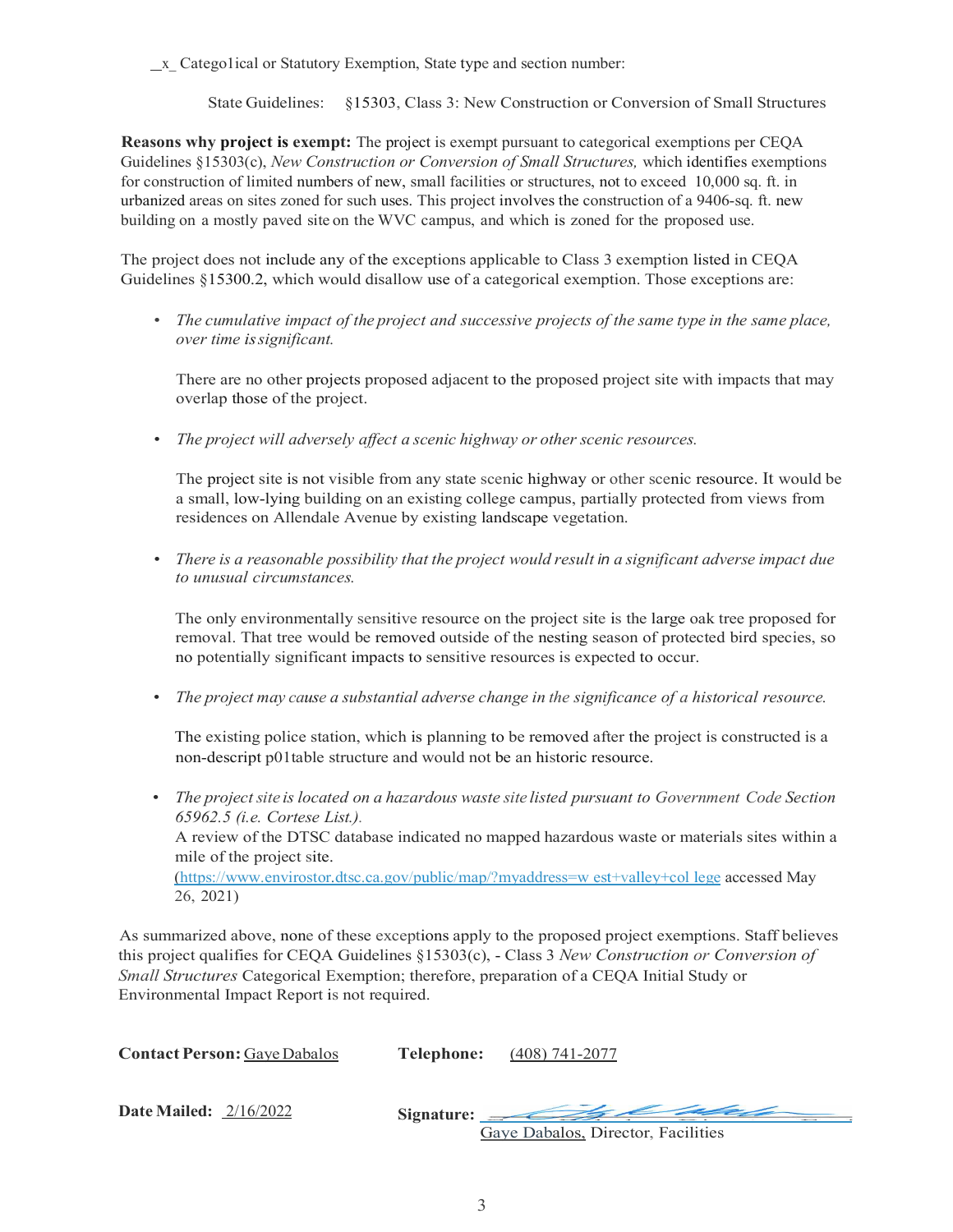__x_ Catego1ical or Statutory Exemption, State type and section number:

State Guidelines: §15303, Class 3: New Construction or Conversion of Small Structures

**Reasons why project is exempt:** The project is exempt pursuant to categorical exemptions per CEQA Guidelines §15303(c), *New Construction or Conversion of Small Structures,* which identifies exemptions for construction of limited numbers of new, small facilities or structures, not to exceed 10,000 sq. ft. in urbanized areas on sites zoned for such uses. This project involves the construction of a 9406-sq. ft. new building on a mostly paved site on the WVC campus, and which is zoned for the proposed use.

The project does not include any of the exceptions applicable to Class 3 exemption listed in CEQA Guidelines §15300.2, which would disallow use of a categorical exemption. Those exceptions are:

- *The cumulative impact of the project and successive projects of the same type in the same place, over time is significant.*

  There are no other projects proposed adjacent to the proposed project site with impacts that may overlap those of the project.

- *The project will adversely affect a scenic highway or other scenic resources.*

  The project site is not visible from any state scenic highway or other scenic resource. It would be a small, low-lying building on an existing college campus, partially protected from views from residences on Allendale Avenue by existing landscape vegetation.

- *There is a reasonable possibility that the project would result in a significant adverse impact due to unusual circumstances.*

  The only environmentally sensitive resource on the project site is the large oak tree proposed for removal. That tree would be removed outside of the nesting season of protected bird species, so no potentially significant impacts to sensitive resources is expected to occur.

- *The project may cause a substantial adverse change in the significance of a historical resource.*

  The existing police station, which is planning to be removed after the project is constructed is a non-descript p01table structure and would not be an historic resource.

- *The project site is located on a hazardous waste site listed pursuant to Government Code Section 65962.5 (i.e. Cortese List).*
  A review of the DTSC database indicated no mapped hazardous waste or materials sites within a mile of the project site.
  (https://www.envirostor.dtsc.ca.gov/public/map/?myaddress=w est+valley+col lege accessed May 26, 2021)

As summarized above, none of these exceptions apply to the proposed project exemptions. Staff believes this project qualifies for CEQA Guidelines §15303(c), - Class 3 *New Construction or Conversion of Small Structures* Categorical Exemption; therefore, preparation of a CEQA Initial Study or Environmental Impact Report is not required.

**Contact Person:** Gaye Dabalos **Telephone:** (408) 741-2077

**Date Mailed:** 2/16/2022 **Signature:** ______________________
Gaye Dabalos, Director, Facilities